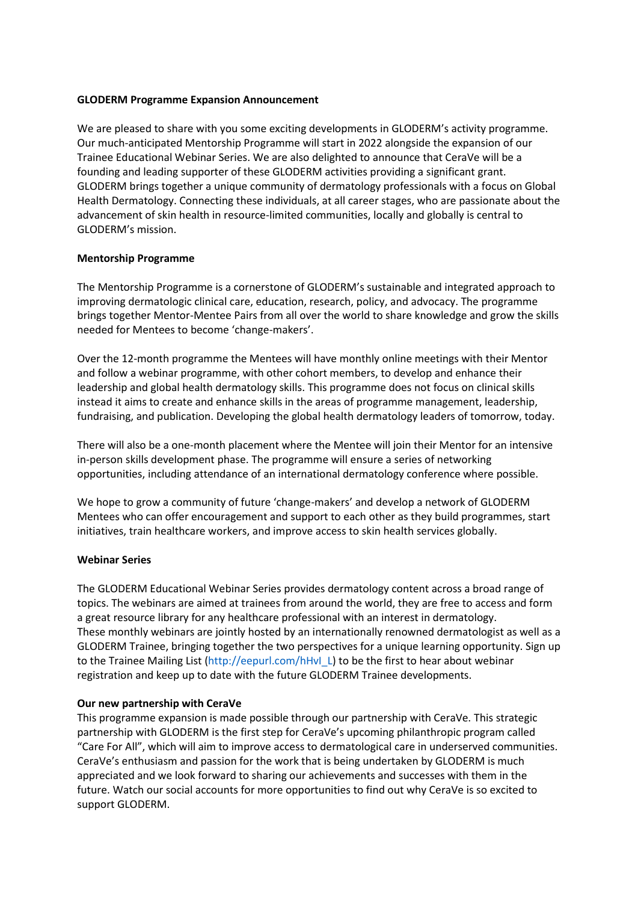**GLODERM Programme Expansion Announcement**

We are pleased to share with you some exciting developments in GLODERM's activity programme. Our much-anticipated Mentorship Programme will start in 2022 alongside the expansion of our Trainee Educational Webinar Series. We are also delighted to announce that CeraVe will be a founding and leading supporter of these GLODERM activities providing a significant grant. GLODERM brings together a unique community of dermatology professionals with a focus on Global Health Dermatology. Connecting these individuals, at all career stages, who are passionate about the advancement of skin health in resource-limited communities, locally and globally is central to GLODERM's mission.

**Mentorship Programme**

The Mentorship Programme is a cornerstone of GLODERM's sustainable and integrated approach to improving dermatologic clinical care, education, research, policy, and advocacy. The programme brings together Mentor-Mentee Pairs from all over the world to share knowledge and grow the skills needed for Mentees to become 'change-makers'.

Over the 12-month programme the Mentees will have monthly online meetings with their Mentor and follow a webinar programme, with other cohort members, to develop and enhance their leadership and global health dermatology skills. This programme does not focus on clinical skills instead it aims to create and enhance skills in the areas of programme management, leadership, fundraising, and publication. Developing the global health dermatology leaders of tomorrow, today.

There will also be a one-month placement where the Mentee will join their Mentor for an intensive in-person skills development phase. The programme will ensure a series of networking opportunities, including attendance of an international dermatology conference where possible.

We hope to grow a community of future 'change-makers' and develop a network of GLODERM Mentees who can offer encouragement and support to each other as they build programmes, start initiatives, train healthcare workers, and improve access to skin health services globally.

**Webinar Series**

The GLODERM Educational Webinar Series provides dermatology content across a broad range of topics. The webinars are aimed at trainees from around the world, they are free to access and form a great resource library for any healthcare professional with an interest in dermatology. These monthly webinars are jointly hosted by an internationally renowned dermatologist as well as a GLODERM Trainee, bringing together the two perspectives for a unique learning opportunity. Sign up to the Trainee Mailing List (http://eepurl.com/hHvI_L) to be the first to hear about webinar registration and keep up to date with the future GLODERM Trainee developments.

**Our new partnership with CeraVe**

This programme expansion is made possible through our partnership with CeraVe. This strategic partnership with GLODERM is the first step for CeraVe's upcoming philanthropic program called "Care For All", which will aim to improve access to dermatological care in underserved communities. CeraVe's enthusiasm and passion for the work that is being undertaken by GLODERM is much appreciated and we look forward to sharing our achievements and successes with them in the future. Watch our social accounts for more opportunities to find out why CeraVe is so excited to support GLODERM.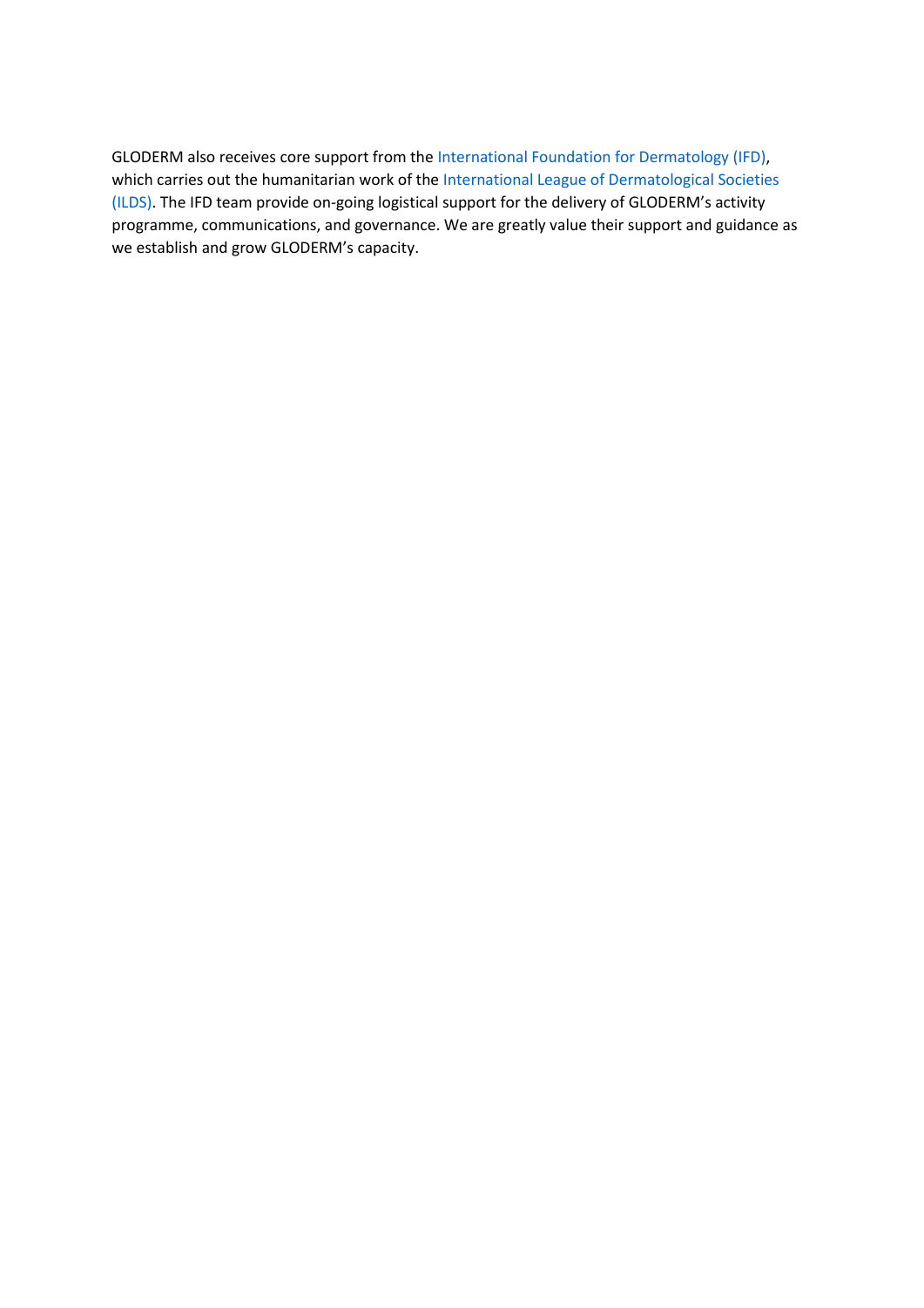GLODERM also receives core support from the International Foundation for Dermatology (IFD), which carries out the humanitarian work of the International League of Dermatological Societies (ILDS). The IFD team provide on-going logistical support for the delivery of GLODERM's activity programme, communications, and governance. We are greatly value their support and guidance as we establish and grow GLODERM's capacity.